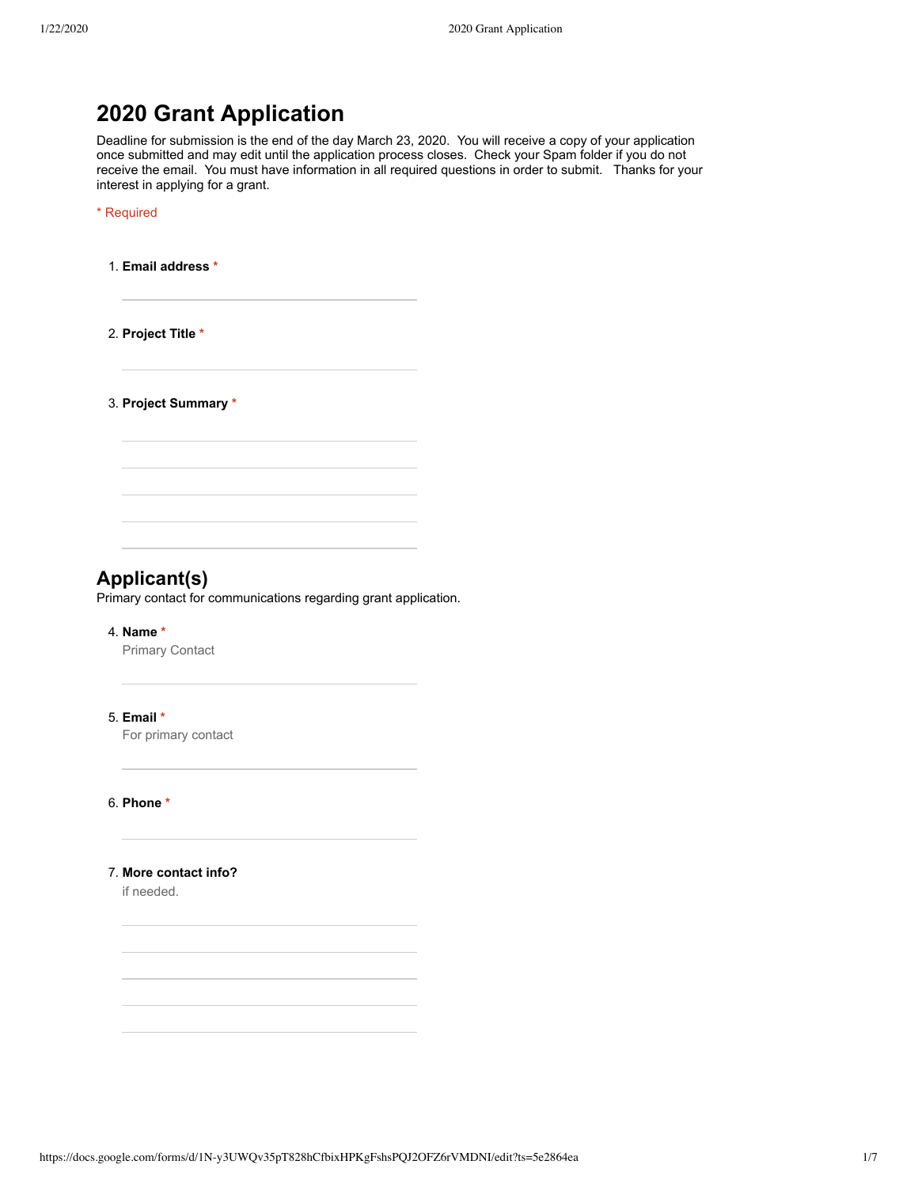# 2020 Grant Application

Deadline for submission is the end of the day March 23, 2020. You will receive a copy of your application once submitted and may edit until the application process closes. Check your Spam folder if you do not receive the email. You must have information in all required questions in order to submit. Thanks for your interest in applying for a grant.

\* Required

1. **Email address** *

2. **Project Title** *

3. **Project Summary** *

## Applicant(s)

Primary contact for communications regarding grant application.

4. **Name** *
   Primary Contact

5. **Email** *
   For primary contact

6. **Phone** *

7. **More contact info?**
   if needed.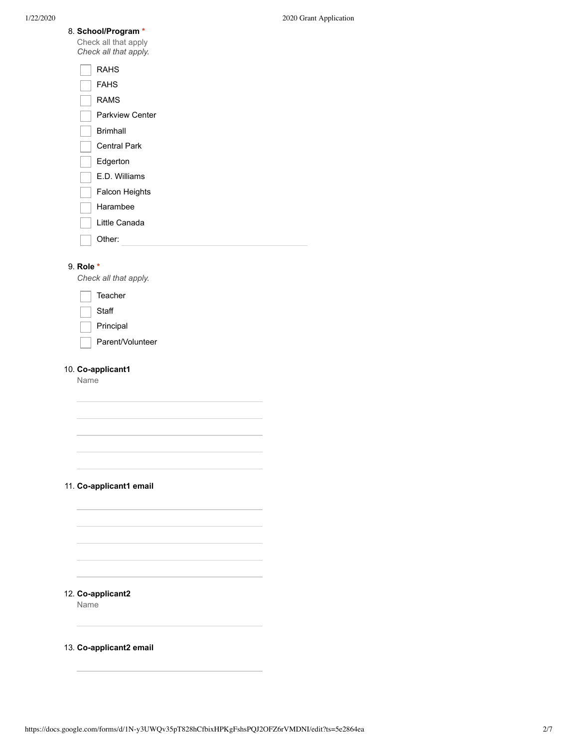8. **School/Program** *

Check all that apply

*Check all that apply.*

- [ ] RAHS
- [ ] FAHS
- [ ] RAMS
- [ ] Parkview Center
- [ ] Brimhall
- [ ] Central Park
- [ ] Edgerton
- [ ] E.D. Williams
- [ ] Falcon Heights
- [ ] Harambee
- [ ] Little Canada
- [ ] Other: ______________________

9. **Role** *

*Check all that apply.*

- [ ] Teacher
- [ ] Staff
- [ ] Principal
- [ ] Parent/Volunteer

10. **Co-applicant1**

Name

______________________

______________________

______________________

______________________

______________________

11. **Co-applicant1 email**

______________________

______________________

______________________

______________________

______________________

12. **Co-applicant2**

Name

______________________

13. **Co-applicant2 email**

______________________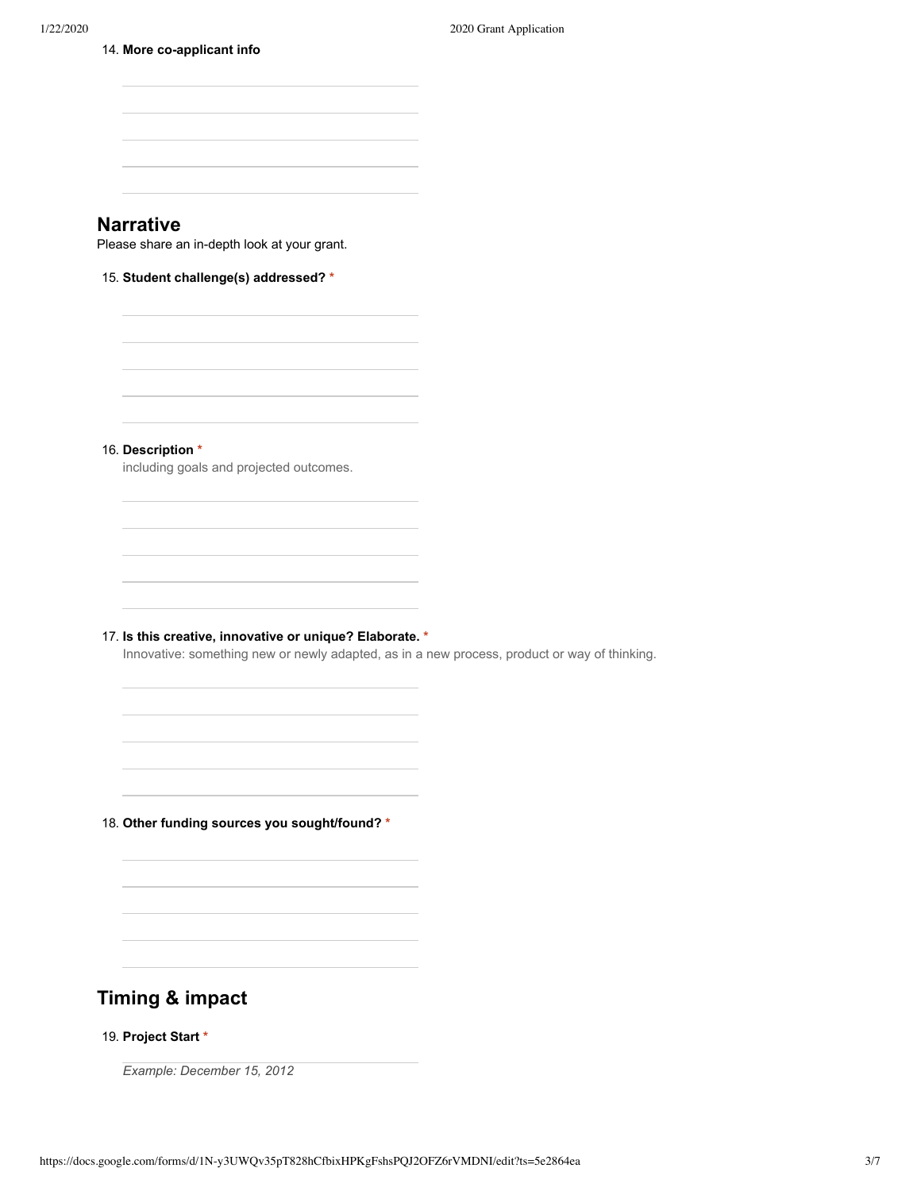14. **More co-applicant info**

## Narrative

Please share an in-depth look at your grant.

15. **Student challenge(s) addressed?** *

16. **Description** *

including goals and projected outcomes.

17. **Is this creative, innovative or unique? Elaborate.** *

Innovative: something new or newly adapted, as in a new process, product or way of thinking.

18. **Other funding sources you sought/found?** *

## Timing & impact

19. **Project Start** *

*Example: December 15, 2012*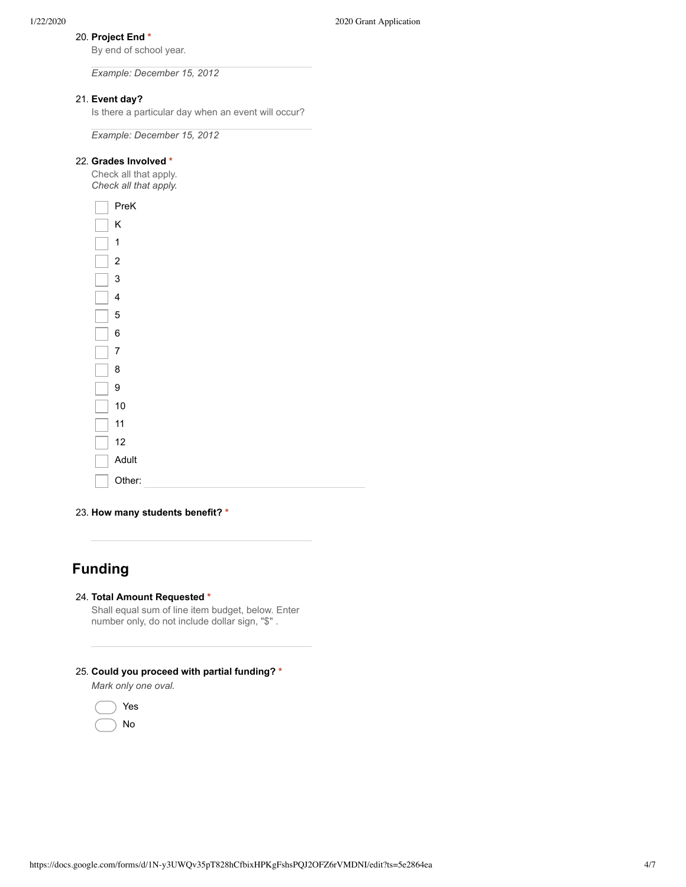20. **Project End** *

By end of school year.

*Example: December 15, 2012*

21. **Event day?**

Is there a particular day when an event will occur?

*Example: December 15, 2012*

22. **Grades Involved** *

Check all that apply.
*Check all that apply.*

- [ ] PreK
- [ ] K
- [ ] 1
- [ ] 2
- [ ] 3
- [ ] 4
- [ ] 5
- [ ] 6
- [ ] 7
- [ ] 8
- [ ] 9
- [ ] 10
- [ ] 11
- [ ] 12
- [ ] Adult
- [ ] Other: 

23. **How many students benefit?** *

## Funding

24. **Total Amount Requested** *

Shall equal sum of line item budget, below. Enter number only, do not include dollar sign, "$" .

25. **Could you proceed with partial funding?** *

*Mark only one oval.*

- ( ) Yes
- ( ) No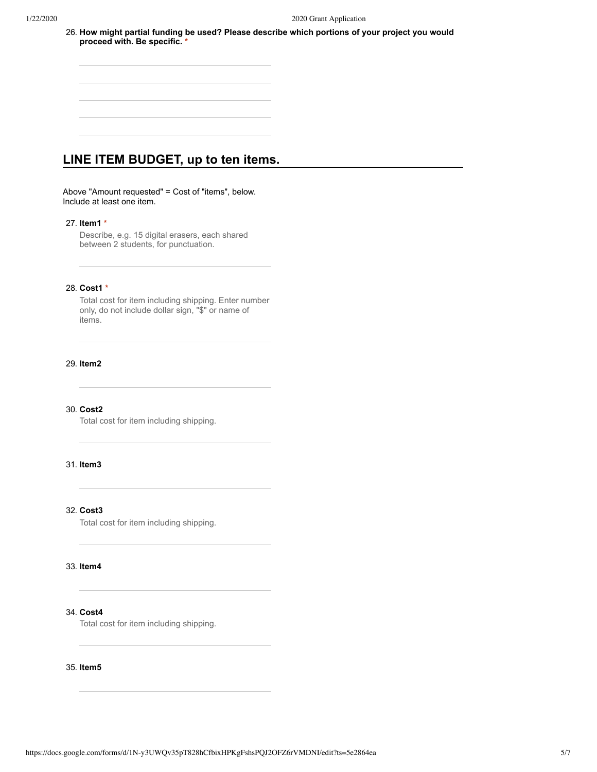26. **How might partial funding be used? Please describe which portions of your project you would proceed with. Be specific.** *

## LINE ITEM BUDGET, up to ten items.

Above "Amount requested" = Cost of "items", below.
Include at least one item.

27. **Item1** *

    Describe, e.g. 15 digital erasers, each shared between 2 students, for punctuation.

28. **Cost1** *

    Total cost for item including shipping. Enter number only, do not include dollar sign, "$" or name of items.

29. **Item2**

30. **Cost2**

    Total cost for item including shipping.

31. **Item3**

32. **Cost3**

    Total cost for item including shipping.

33. **Item4**

34. **Cost4**

    Total cost for item including shipping.

35. **Item5**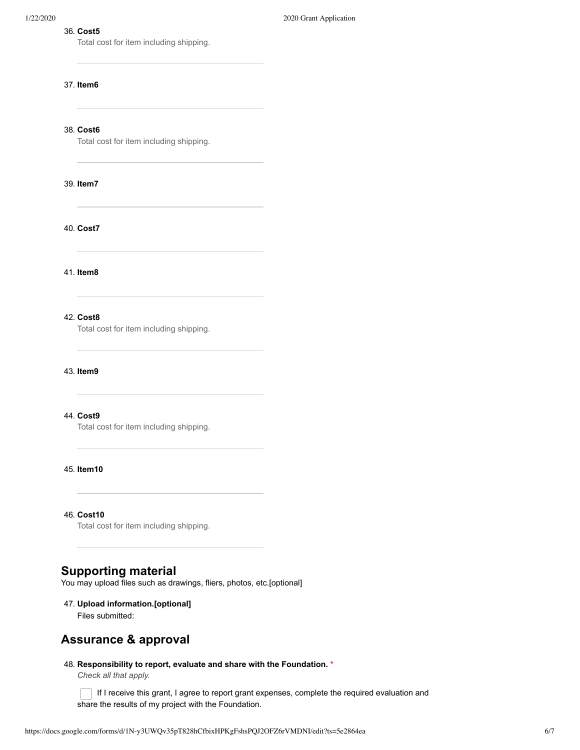36. **Cost5**
    Total cost for item including shipping.

37. **Item6**

38. **Cost6**
    Total cost for item including shipping.

39. **Item7**

40. **Cost7**

41. **Item8**

42. **Cost8**
    Total cost for item including shipping.

43. **Item9**

44. **Cost9**
    Total cost for item including shipping.

45. **Item10**

46. **Cost10**
    Total cost for item including shipping.

## Supporting material

You may upload files such as drawings, fliers, photos, etc.[optional]

47. **Upload information.[optional]**
    Files submitted:

## Assurance & approval

48. **Responsibility to report, evaluate and share with the Foundation.** *
    *Check all that apply.*

    - [ ] If I receive this grant, I agree to report grant expenses, complete the required evaluation and share the results of my project with the Foundation.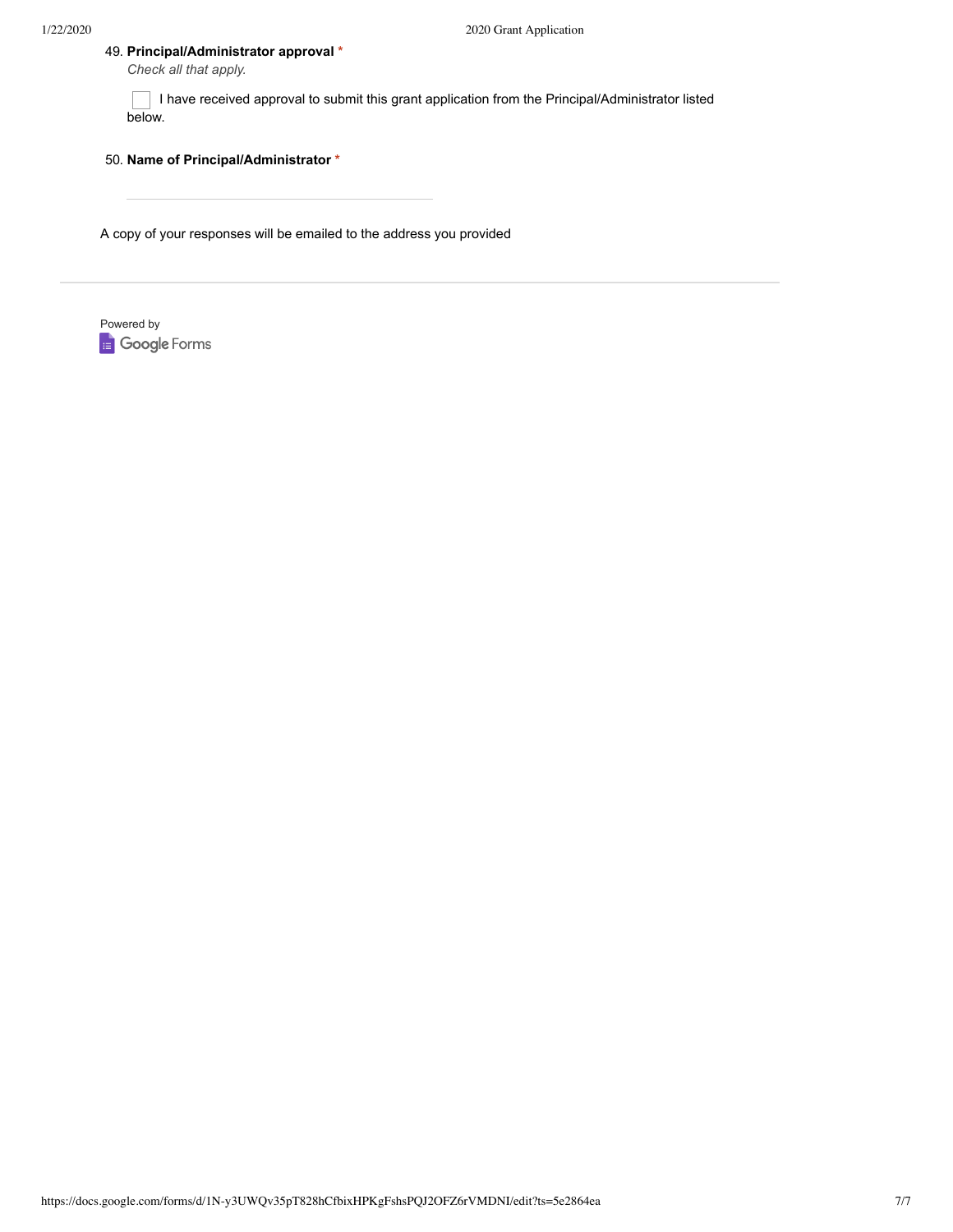49. **Principal/Administrator approval** *

*Check all that apply.*

- [ ] I have received approval to submit this grant application from the Principal/Administrator listed below.

50. **Name of Principal/Administrator** *

\_\_\_\_\_\_\_\_\_\_\_\_\_\_\_\_\_\_\_\_\_\_\_\_\_\_\_\_\_\_\_\_\_\_\_\_\_\_\_\_

A copy of your responses will be emailed to the address you provided

---

Powered by
Google Forms